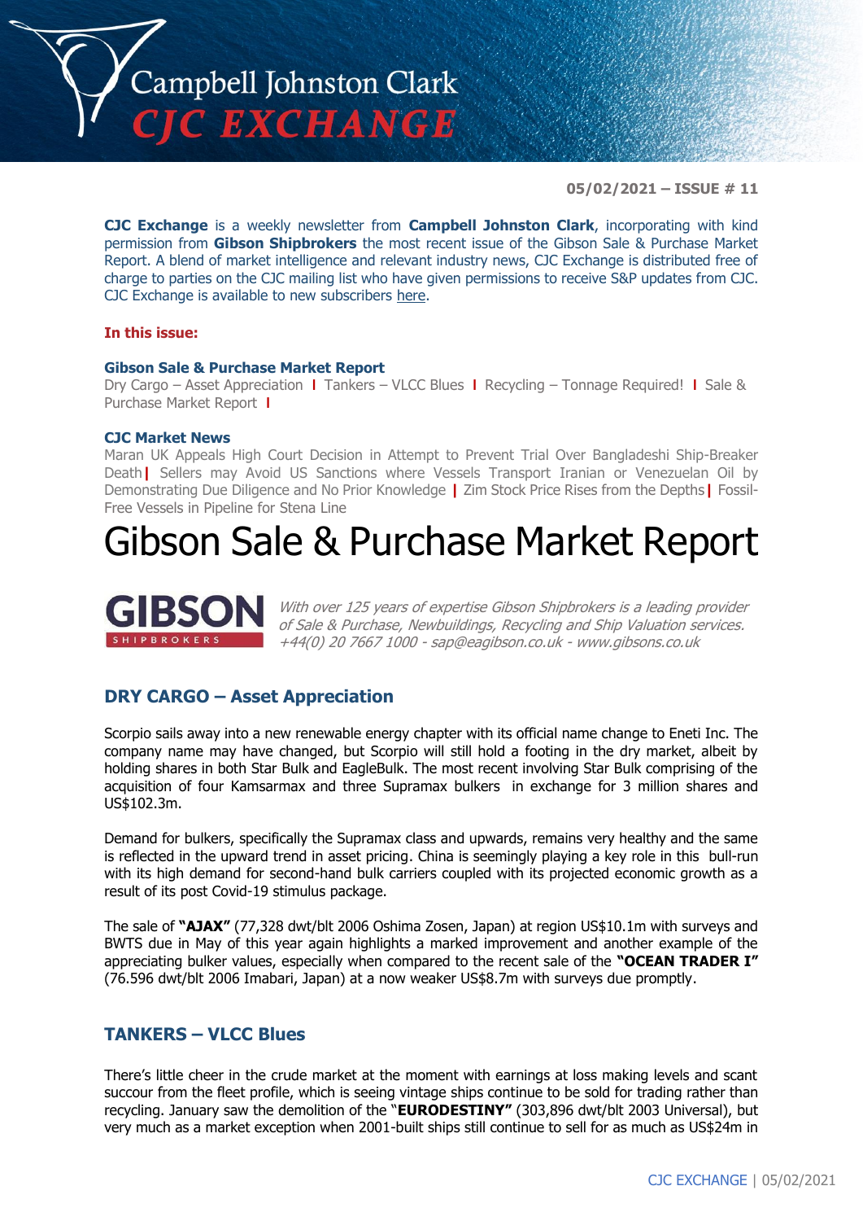# Campbell Johnston Clark CJC EXCHANGE

**05/02/2021 – ISSUE # 11**

**CJC Exchange** is a weekly newsletter from **Campbell Johnston Clark**, incorporating with kind permission from **Gibson Shipbrokers** the most recent issue of the Gibson Sale & Purchase Market Report. A blend of market intelligence and relevant industry news, CJC Exchange is distributed free of charge to parties on the CJC mailing list who have given permissions to receive S&P updates from CJC. CJC Exchange is available to new subscribers here.

**In this issue:**

**Gibson Sale & Purchase Market Report**

Dry Cargo – Asset Appreciation | Tankers – VLCC Blues | Recycling – Tonnage Required! | Sale & Purchase Market Report |

**CJC Market News**

Maran UK Appeals High Court Decision in Attempt to Prevent Trial Over Bangladeshi Ship-Breaker Death | Sellers may Avoid US Sanctions where Vessels Transport Iranian or Venezuelan Oil by Demonstrating Due Diligence and No Prior Knowledge | Zim Stock Price Rises from the Depths | Fossil-Free Vessels in Pipeline for Stena Line

# Gibson Sale & Purchase Market Report

GIBSON SHIPBROKERS

*With over 125 years of expertise Gibson Shipbrokers is a leading provider of Sale & Purchase, Newbuildings, Recycling and Ship Valuation services. +44(0) 20 7667 1000 - sap@eagibson.co.uk - www.gibsons.co.uk*

## DRY CARGO – Asset Appreciation

Scorpio sails away into a new renewable energy chapter with its official name change to Eneti Inc. The company name may have changed, but Scorpio will still hold a footing in the dry market, albeit by holding shares in both Star Bulk and EagleBulk. The most recent involving Star Bulk comprising of the acquisition of four Kamsarmax and three Supramax bulkers in exchange for 3 million shares and US$102.3m.

Demand for bulkers, specifically the Supramax class and upwards, remains very healthy and the same is reflected in the upward trend in asset pricing. China is seemingly playing a key role in this bull-run with its high demand for second-hand bulk carriers coupled with its projected economic growth as a result of its post Covid-19 stimulus package.

The sale of **"AJAX"** (77,328 dwt/blt 2006 Oshima Zosen, Japan) at region US$10.1m with surveys and BWTS due in May of this year again highlights a marked improvement and another example of the appreciating bulker values, especially when compared to the recent sale of the **"OCEAN TRADER I"** (76.596 dwt/blt 2006 Imabari, Japan) at a now weaker US$8.7m with surveys due promptly.

## TANKERS – VLCC Blues

There's little cheer in the crude market at the moment with earnings at loss making levels and scant succour from the fleet profile, which is seeing vintage ships continue to be sold for trading rather than recycling. January saw the demolition of the "**EURODESTINY"** (303,896 dwt/blt 2003 Universal), but very much as a market exception when 2001-built ships still continue to sell for as much as US$24m in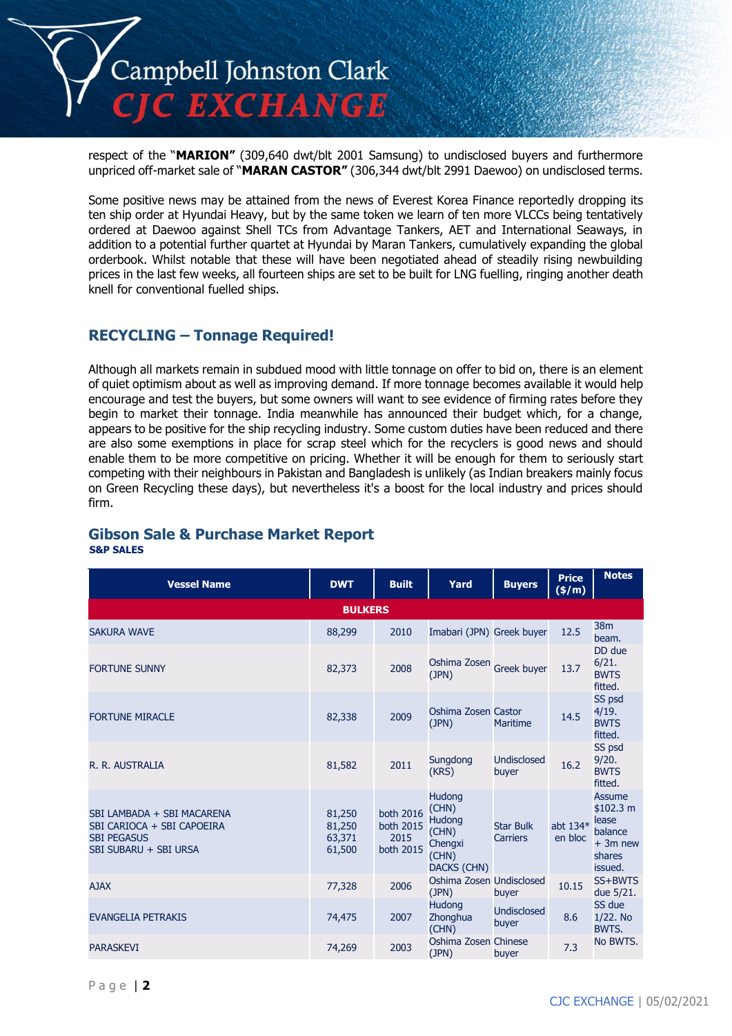respect of the "**MARION"** (309,640 dwt/blt 2001 Samsung) to undisclosed buyers and furthermore unpriced off-market sale of "**MARAN CASTOR"** (306,344 dwt/blt 2991 Daewoo) on undisclosed terms.

Some positive news may be attained from the news of Everest Korea Finance reportedly dropping its ten ship order at Hyundai Heavy, but by the same token we learn of ten more VLCCs being tentatively ordered at Daewoo against Shell TCs from Advantage Tankers, AET and International Seaways, in addition to a potential further quartet at Hyundai by Maran Tankers, cumulatively expanding the global orderbook. Whilst notable that these will have been negotiated ahead of steadily rising newbuilding prices in the last few weeks, all fourteen ships are set to be built for LNG fuelling, ringing another death knell for conventional fuelled ships.

## RECYCLING – Tonnage Required!

Although all markets remain in subdued mood with little tonnage on offer to bid on, there is an element of quiet optimism about as well as improving demand. If more tonnage becomes available it would help encourage and test the buyers, but some owners will want to see evidence of firming rates before they begin to market their tonnage. India meanwhile has announced their budget which, for a change, appears to be positive for the ship recycling industry. Some custom duties have been reduced and there are also some exemptions in place for scrap steel which for the recyclers is good news and should enable them to be more competitive on pricing. Whether it will be enough for them to seriously start competing with their neighbours in Pakistan and Bangladesh is unlikely (as Indian breakers mainly focus on Green Recycling these days), but nevertheless it's a boost for the local industry and prices should firm.

## Gibson Sale & Purchase Market Report

**S&P SALES**

| Vessel Name | DWT | Built | Yard | Buyers | Price ($/m) | Notes |
|---|---|---|---|---|---|---|
| **BULKERS** | | | | | | |
| SAKURA WAVE | 88,299 | 2010 | Imabari (JPN) | Greek buyer | 12.5 | 38m beam. |
| FORTUNE SUNNY | 82,373 | 2008 | Oshima Zosen (JPN) | Greek buyer | 13.7 | DD due 6/21. BWTS fitted. |
| FORTUNE MIRACLE | 82,338 | 2009 | Oshima Zosen (JPN) | Castor Maritime | 14.5 | SS psd 4/19. BWTS fitted. |
| R. R. AUSTRALIA | 81,582 | 2011 | Sungdong (KRS) | Undisclosed buyer | 16.2 | SS psd 9/20. BWTS fitted. |
| SBI LAMBADA + SBI MACARENA<br>SBI CARIOCA + SBI CAPOEIRA<br>SBI PEGASUS<br>SBI SUBARU + SBI URSA | 81,250<br>81,250<br>63,371<br>61,500 | both 2016<br>both 2015<br>2015<br>both 2015 | Hudong (CHN)<br>Hudong (CHN)<br>Chengxi (CHN)<br>DACKS (CHN) | Star Bulk Carriers | abt 134* en bloc | Assume $102.3 m lease balance + 3m new shares issued. |
| AJAX | 77,328 | 2006 | Oshima Zosen (JPN) | Undisclosed buyer | 10.15 | SS+BWTS due 5/21. |
| EVANGELIA PETRAKIS | 74,475 | 2007 | Hudong Zhonghua (CHN) | Undisclosed buyer | 8.6 | SS due 1/22. No BWTS. |
| PARASKEVI | 74,269 | 2003 | Oshima Zosen (JPN) | Chinese buyer | 7.3 | No BWTS. |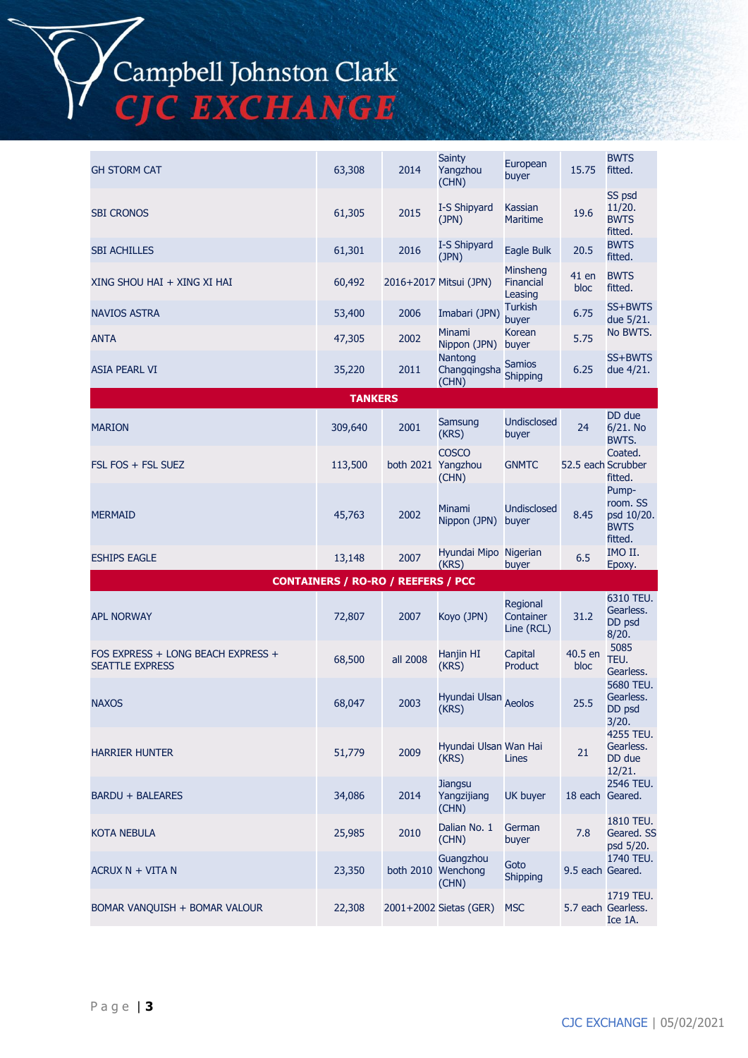| | | | | | | |
|---|---|---|---|---|---|---|
| GH STORM CAT | 63,308 | 2014 | Sainty Yangzhou (CHN) | European buyer | 15.75 | BWTS fitted. |
| SBI CRONOS | 61,305 | 2015 | I-S Shipyard (JPN) | Kassian Maritime | 19.6 | SS psd 11/20. BWTS fitted. |
| SBI ACHILLES | 61,301 | 2016 | I-S Shipyard (JPN) | Eagle Bulk | 20.5 | BWTS fitted. |
| XING SHOU HAI + XING XI HAI | 60,492 | 2016+2017 | Mitsui (JPN) | Minsheng Financial Leasing | 41 en bloc | BWTS fitted. |
| NAVIOS ASTRA | 53,400 | 2006 | Imabari (JPN) | Turkish buyer | 6.75 | SS+BWTS due 5/21. |
| ANTA | 47,305 | 2002 | Minami Nippon (JPN) | Korean buyer | 5.75 | No BWTS. |
| ASIA PEARL VI | 35,220 | 2011 | Nantong Changqingsha (CHN) | Samios Shipping | 6.25 | SS+BWTS due 4/21. |
| **TANKERS** | | | | | | |
| MARION | 309,640 | 2001 | Samsung (KRS) | Undisclosed buyer | 24 | DD due 6/21. No BWTS. |
| FSL FOS + FSL SUEZ | 113,500 | both 2021 | COSCO Yangzhou (CHN) | GNMTC | 52.5 each | Coated. Scrubber fitted. |
| MERMAID | 45,763 | 2002 | Minami Nippon (JPN) | Undisclosed buyer | 8.45 | Pump-room. SS psd 10/20. BWTS fitted. |
| ESHIPS EAGLE | 13,148 | 2007 | Hyundai Mipo (KRS) | Nigerian buyer | 6.5 | IMO II. Epoxy. |
| **CONTAINERS / RO-RO / REEFERS / PCC** | | | | | | |
| APL NORWAY | 72,807 | 2007 | Koyo (JPN) | Regional Container Line (RCL) | 31.2 | 6310 TEU. Gearless. DD psd 8/20. |
| FOS EXPRESS + LONG BEACH EXPRESS + SEATTLE EXPRESS | 68,500 | all 2008 | Hanjin HI (KRS) | Capital Product | 40.5 en bloc | 5085 TEU. Gearless. |
| NAXOS | 68,047 | 2003 | Hyundai Ulsan (KRS) | Aeolos | 25.5 | 5680 TEU. Gearless. DD psd 3/20. |
| HARRIER HUNTER | 51,779 | 2009 | Hyundai Ulsan (KRS) | Wan Hai Lines | 21 | 4255 TEU. Gearless. DD due 12/21. |
| BARDU + BALEARES | 34,086 | 2014 | Jiangsu Yangzijiang (CHN) | UK buyer | 18 each | 2546 TEU. Geared. |
| KOTA NEBULA | 25,985 | 2010 | Dalian No. 1 (CHN) | German buyer | 7.8 | 1810 TEU. Geared. SS psd 5/20. |
| ACRUX N + VITA N | 23,350 | both 2010 | Guangzhou Wenchong (CHN) | Goto Shipping | 9.5 each | 1740 TEU. Geared. |
| BOMAR VANQUISH + BOMAR VALOUR | 22,308 | 2001+2002 | Sietas (GER) | MSC | 5.7 each | 1719 TEU. Gearless. Ice 1A. |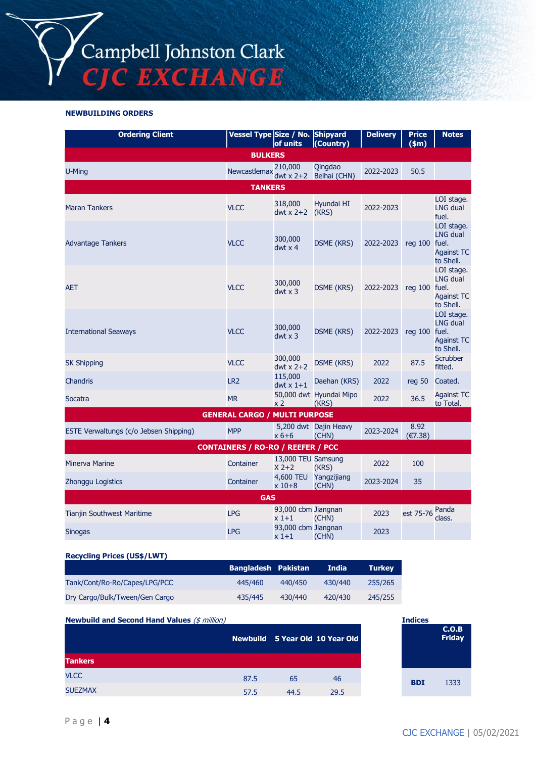## NEWBUILDING ORDERS

| Ordering Client | Vessel Type | Size / No. of units | Shipyard (Country) | Delivery | Price ($m) | Notes |
|---|---|---|---|---|---|---|
| **BULKERS** | | | | | | |
| U-Ming | Newcastlemax | 210,000 dwt x 2+2 | Qingdao Beihai (CHN) | 2022-2023 | 50.5 | |
| **TANKERS** | | | | | | |
| Maran Tankers | VLCC | 318,000 dwt x 2+2 | Hyundai HI (KRS) | 2022-2023 | | LOI stage. LNG dual fuel. |
| Advantage Tankers | VLCC | 300,000 dwt x 4 | DSME (KRS) | 2022-2023 | reg 100 | LOI stage. LNG dual fuel. Against TC to Shell. |
| AET | VLCC | 300,000 dwt x 3 | DSME (KRS) | 2022-2023 | reg 100 | LOI stage. LNG dual fuel. Against TC to Shell. |
| International Seaways | VLCC | 300,000 dwt x 3 | DSME (KRS) | 2022-2023 | reg 100 | LOI stage. LNG dual fuel. Against TC to Shell. |
| SK Shipping | VLCC | 300,000 dwt x 2+2 | DSME (KRS) | 2022 | 87.5 | Scrubber fitted. |
| Chandris | LR2 | 115,000 dwt x 1+1 | Daehan (KRS) | 2022 | reg 50 | Coated. |
| Socatra | MR | 50,000 dwt x 2 | Hyundai Mipo (KRS) | 2022 | 36.5 | Against TC to Total. |
| **GENERAL CARGO / MULTI PURPOSE** | | | | | | |
| ESTE Verwaltungs (c/o Jebsen Shipping) | MPP | 5,200 dwt x 6+6 | Dajin Heavy (CHN) | 2023-2024 | 8.92 (€7.38) | |
| **CONTAINERS / RO-RO / REEFER / PCC** | | | | | | |
| Minerva Marine | Container | 13,000 TEU X 2+2 | Samsung (KRS) | 2022 | 100 | |
| Zhonggu Logistics | Container | 4,600 TEU x 10+8 | Yangzijiang (CHN) | 2023-2024 | 35 | |
| **GAS** | | | | | | |
| Tianjin Southwest Maritime | LPG | 93,000 cbm x 1+1 | Jiangnan (CHN) | 2023 | est 75-76 | Panda class. |
| Sinogas | LPG | 93,000 cbm x 1+1 | Jiangnan (CHN) | 2023 | | |

### Recycling Prices (US$/LWT)

| | Bangladesh | Pakistan | India | Turkey |
|---|---|---|---|---|
| Tank/Cont/Ro-Ro/Capes/LPG/PCC | 445/460 | 440/450 | 430/440 | 255/265 |
| Dry Cargo/Bulk/Tween/Gen Cargo | 435/445 | 430/440 | 420/430 | 245/255 |

### Newbuild and Second Hand Values *($ million)*

| | Newbuild | 5 Year Old | 10 Year Old |
|---|---|---|---|
| **Tankers** | | | |
| VLCC | 87.5 | 65 | 46 |
| SUEZMAX | 57.5 | 44.5 | 29.5 |

### Indices

| | C.O.B Friday |
|---|---|
| **BDI** | 1333 |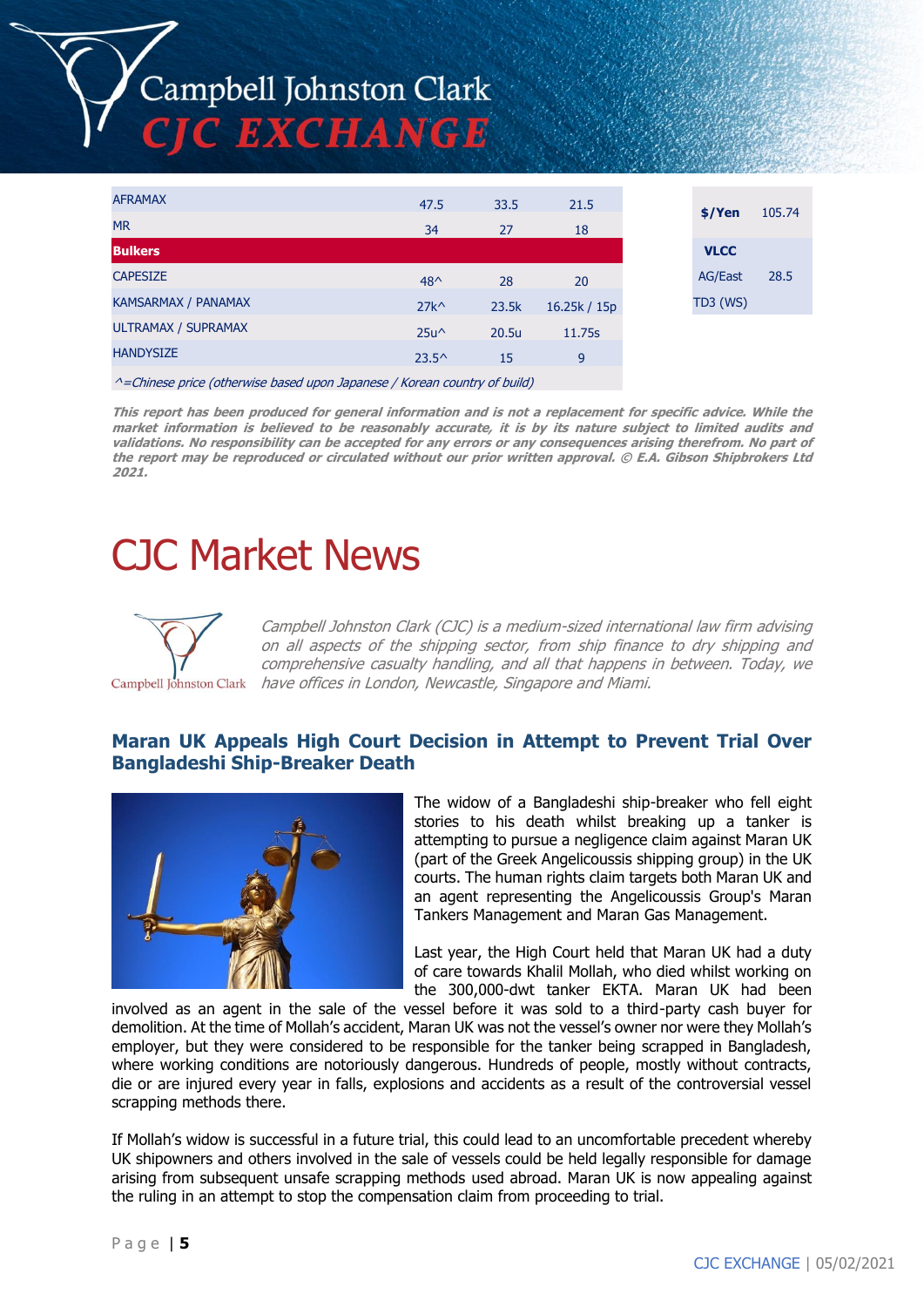| AFRAMAX | 47.5 | 33.5 | 21.5 |
|---|---|---|---|
| MR | 34 | 27 | 18 |
| **Bulkers** | | | |
| CAPESIZE | 48^ | 28 | 20 |
| KAMSARMAX / PANAMAX | 27k^ | 23.5k | 16.25k / 15p |
| ULTRAMAX / SUPRAMAX | 25u^ | 20.5u | 11.75s |
| HANDYSIZE | 23.5^ | 15 | 9 |

*^=Chinese price (otherwise based upon Japanese / Korean country of build)*

| **$/Yen** | 105.74 |
|---|---|
| **VLCC** | |
| AG/East TD3 (WS) | 28.5 |

***This report has been produced for general information and is not a replacement for specific advice. While the market information is believed to be reasonably accurate, it is by its nature subject to limited audits and validations. No responsibility can be accepted for any errors or any consequences arising therefrom. No part of the report may be reproduced or circulated without our prior written approval. © E.A. Gibson Shipbrokers Ltd 2021.***

# CJC Market News

*Campbell Johnston Clark (CJC) is a medium-sized international law firm advising on all aspects of the shipping sector, from ship finance to dry shipping and comprehensive casualty handling, and all that happens in between. Today, we have offices in London, Newcastle, Singapore and Miami.*

## Maran UK Appeals High Court Decision in Attempt to Prevent Trial Over Bangladeshi Ship-Breaker Death

The widow of a Bangladeshi ship-breaker who fell eight stories to his death whilst breaking up a tanker is attempting to pursue a negligence claim against Maran UK (part of the Greek Angelicoussis shipping group) in the UK courts. The human rights claim targets both Maran UK and an agent representing the Angelicoussis Group's Maran Tankers Management and Maran Gas Management.

Last year, the High Court held that Maran UK had a duty of care towards Khalil Mollah, who died whilst working on the 300,000-dwt tanker EKTA. Maran UK had been involved as an agent in the sale of the vessel before it was sold to a third-party cash buyer for demolition. At the time of Mollah's accident, Maran UK was not the vessel's owner nor were they Mollah's employer, but they were considered to be responsible for the tanker being scrapped in Bangladesh, where working conditions are notoriously dangerous. Hundreds of people, mostly without contracts, die or are injured every year in falls, explosions and accidents as a result of the controversial vessel scrapping methods there.

If Mollah's widow is successful in a future trial, this could lead to an uncomfortable precedent whereby UK shipowners and others involved in the sale of vessels could be held legally responsible for damage arising from subsequent unsafe scrapping methods used abroad. Maran UK is now appealing against the ruling in an attempt to stop the compensation claim from proceeding to trial.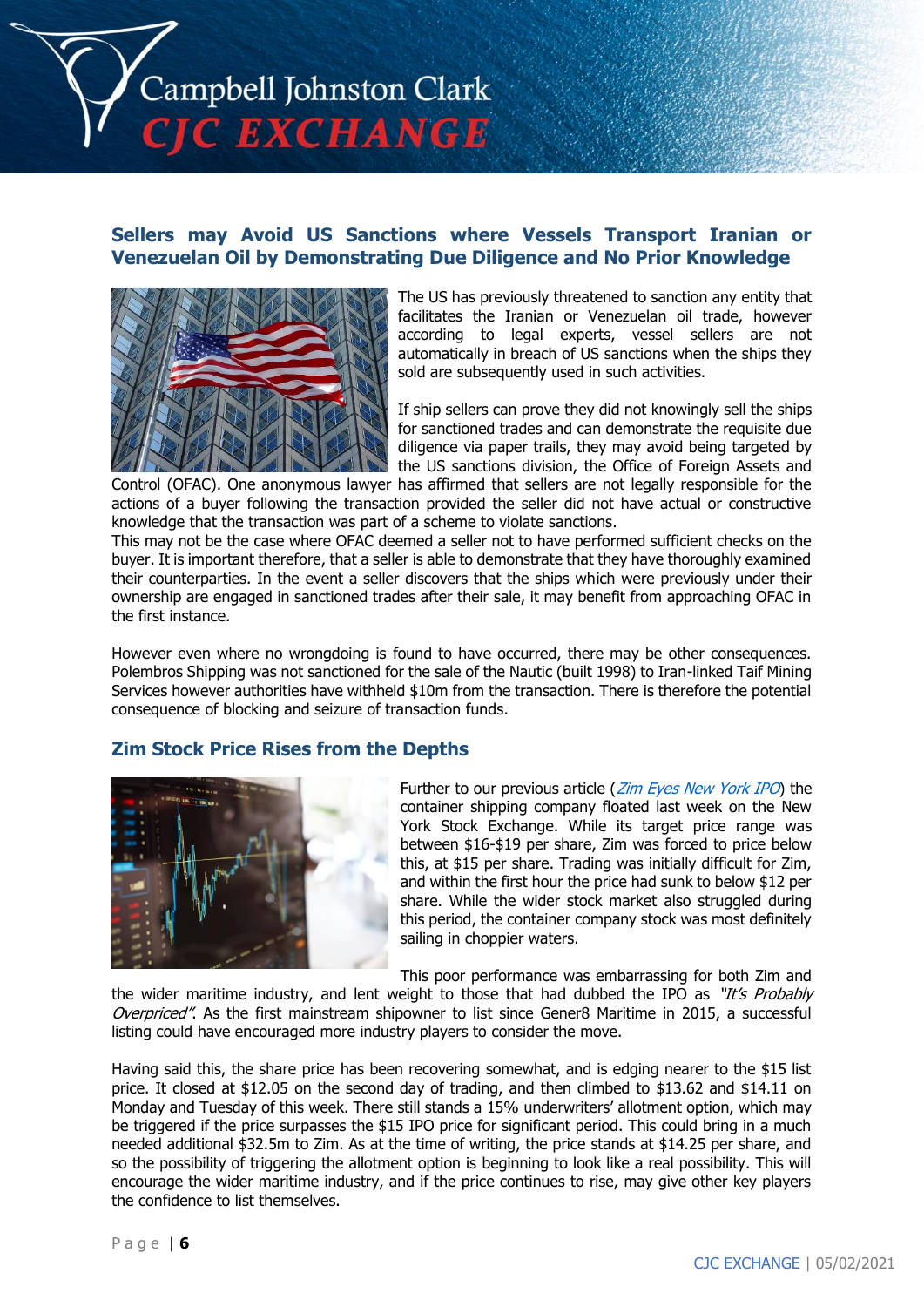## Sellers may Avoid US Sanctions where Vessels Transport Iranian or Venezuelan Oil by Demonstrating Due Diligence and No Prior Knowledge

The US has previously threatened to sanction any entity that facilitates the Iranian or Venezuelan oil trade, however according to legal experts, vessel sellers are not automatically in breach of US sanctions when the ships they sold are subsequently used in such activities.

If ship sellers can prove they did not knowingly sell the ships for sanctioned trades and can demonstrate the requisite due diligence via paper trails, they may avoid being targeted by the US sanctions division, the Office of Foreign Assets and Control (OFAC). One anonymous lawyer has affirmed that sellers are not legally responsible for the actions of a buyer following the transaction provided the seller did not have actual or constructive knowledge that the transaction was part of a scheme to violate sanctions.
This may not be the case where OFAC deemed a seller not to have performed sufficient checks on the buyer. It is important therefore, that a seller is able to demonstrate that they have thoroughly examined their counterparties. In the event a seller discovers that the ships which were previously under their ownership are engaged in sanctioned trades after their sale, it may benefit from approaching OFAC in the first instance.

However even where no wrongdoing is found to have occurred, there may be other consequences. Polembros Shipping was not sanctioned for the sale of the Nautic (built 1998) to Iran-linked Taif Mining Services however authorities have withheld $10m from the transaction. There is therefore the potential consequence of blocking and seizure of transaction funds.

## Zim Stock Price Rises from the Depths

Further to our previous article (*Zim Eyes New York IPO*) the container shipping company floated last week on the New York Stock Exchange. While its target price range was between $16-$19 per share, Zim was forced to price below this, at $15 per share. Trading was initially difficult for Zim, and within the first hour the price had sunk to below $12 per share. While the wider stock market also struggled during this period, the container company stock was most definitely sailing in choppier waters.

This poor performance was embarrassing for both Zim and the wider maritime industry, and lent weight to those that had dubbed the IPO as *"It's Probably Overpriced"*. As the first mainstream shipowner to list since Gener8 Maritime in 2015, a successful listing could have encouraged more industry players to consider the move.

Having said this, the share price has been recovering somewhat, and is edging nearer to the $15 list price. It closed at $12.05 on the second day of trading, and then climbed to $13.62 and $14.11 on Monday and Tuesday of this week. There still stands a 15% underwriters' allotment option, which may be triggered if the price surpasses the $15 IPO price for significant period. This could bring in a much needed additional $32.5m to Zim. As at the time of writing, the price stands at $14.25 per share, and so the possibility of triggering the allotment option is beginning to look like a real possibility. This will encourage the wider maritime industry, and if the price continues to rise, may give other key players the confidence to list themselves.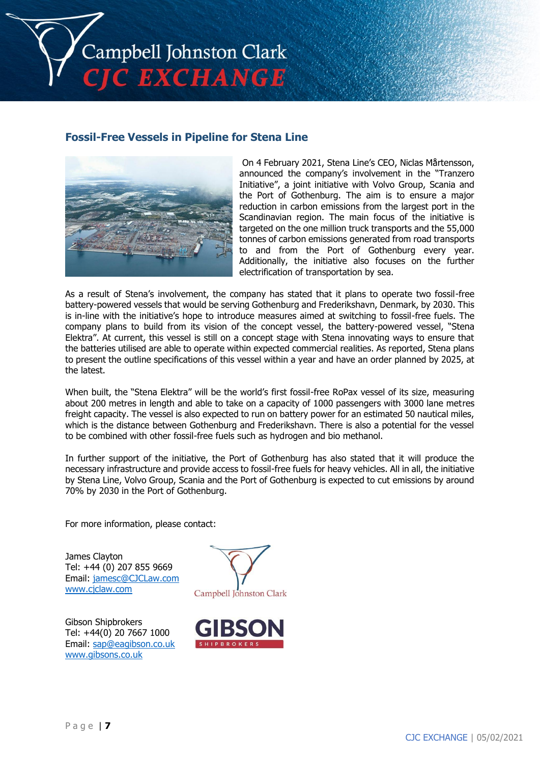## Fossil-Free Vessels in Pipeline for Stena Line

On 4 February 2021, Stena Line's CEO, Niclas Mårtensson, announced the company's involvement in the "Tranzero Initiative", a joint initiative with Volvo Group, Scania and the Port of Gothenburg. The aim is to ensure a major reduction in carbon emissions from the largest port in the Scandinavian region. The main focus of the initiative is targeted on the one million truck transports and the 55,000 tonnes of carbon emissions generated from road transports to and from the Port of Gothenburg every year. Additionally, the initiative also focuses on the further electrification of transportation by sea.

As a result of Stena's involvement, the company has stated that it plans to operate two fossil-free battery-powered vessels that would be serving Gothenburg and Frederikshavn, Denmark, by 2030. This is in-line with the initiative's hope to introduce measures aimed at switching to fossil-free fuels. The company plans to build from its vision of the concept vessel, the battery-powered vessel, "Stena Elektra". At current, this vessel is still on a concept stage with Stena innovating ways to ensure that the batteries utilised are able to operate within expected commercial realities. As reported, Stena plans to present the outline specifications of this vessel within a year and have an order planned by 2025, at the latest.

When built, the "Stena Elektra" will be the world's first fossil-free RoPax vessel of its size, measuring about 200 metres in length and able to take on a capacity of 1000 passengers with 3000 lane metres freight capacity. The vessel is also expected to run on battery power for an estimated 50 nautical miles, which is the distance between Gothenburg and Frederikshavn. There is also a potential for the vessel to be combined with other fossil-free fuels such as hydrogen and bio methanol.

In further support of the initiative, the Port of Gothenburg has also stated that it will produce the necessary infrastructure and provide access to fossil-free fuels for heavy vehicles. All in all, the initiative by Stena Line, Volvo Group, Scania and the Port of Gothenburg is expected to cut emissions by around 70% by 2030 in the Port of Gothenburg.

For more information, please contact:

James Clayton
Tel: +44 (0) 207 855 9669
Email: jamesc@CJCLaw.com
www.cjclaw.com

Gibson Shipbrokers
Tel: +44(0) 20 7667 1000
Email: sap@eagibson.co.uk
www.gibsons.co.uk